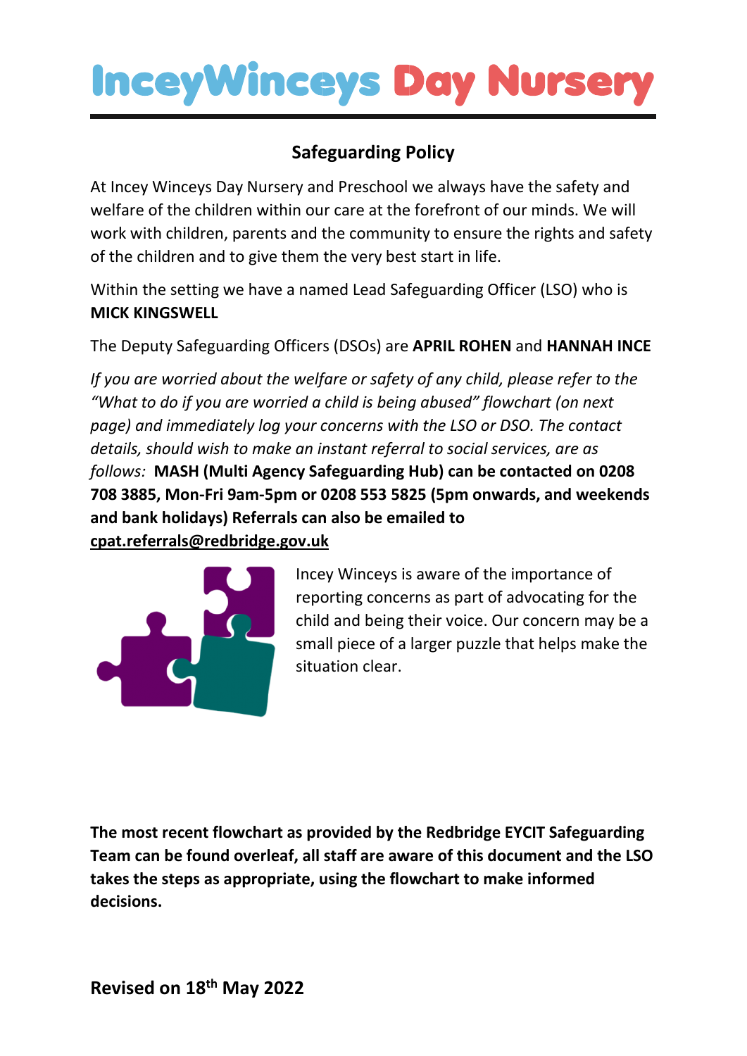# IncyWinceys Day Nursery

## Safeguarding Policy

At Incey Winceys Day Nursery and Preschool we always have the safety and welfare of the children within our care at the forefront of our minds. We will work with children, parents and the community to ensure the rights and safety of the children and to give them the very best start in life.

Within the setting we have a named Lead Safeguarding Officer (LSO) who is **MICK KINGSWELL**

The Deputy Safeguarding Officers (DSOs) are **APRIL ROHEN** and **HANNAH INCE**

*If you are worried about the welfare or safety of any child, please refer to the "What to do if you are worried a child is being abused" flowchart (on next page) and immediately log your concerns with the LSO or DSO. The contact details, should wish to make an instant referral to social services, are as follows:* **MASH (Multi Agency Safeguarding Hub) can be contacted on 0208 708 3885, Mon-Fri 9am-5pm or 0208 553 5825 (5pm onwards, and weekends and bank holidays) Referrals can also be emailed to cpat.referrals@redbridge.gov.uk**

Incey Winceys is aware of the importance of reporting concerns as part of advocating for the child and being their voice. Our concern may be a small piece of a larger puzzle that helps make the situation clear.

**The most recent flowchart as provided by the Redbridge EYCIT Safeguarding Team can be found overleaf, all staff are aware of this document and the LSO takes the steps as appropriate, using the flowchart to make informed decisions.**

**Revised on 18th May 2022**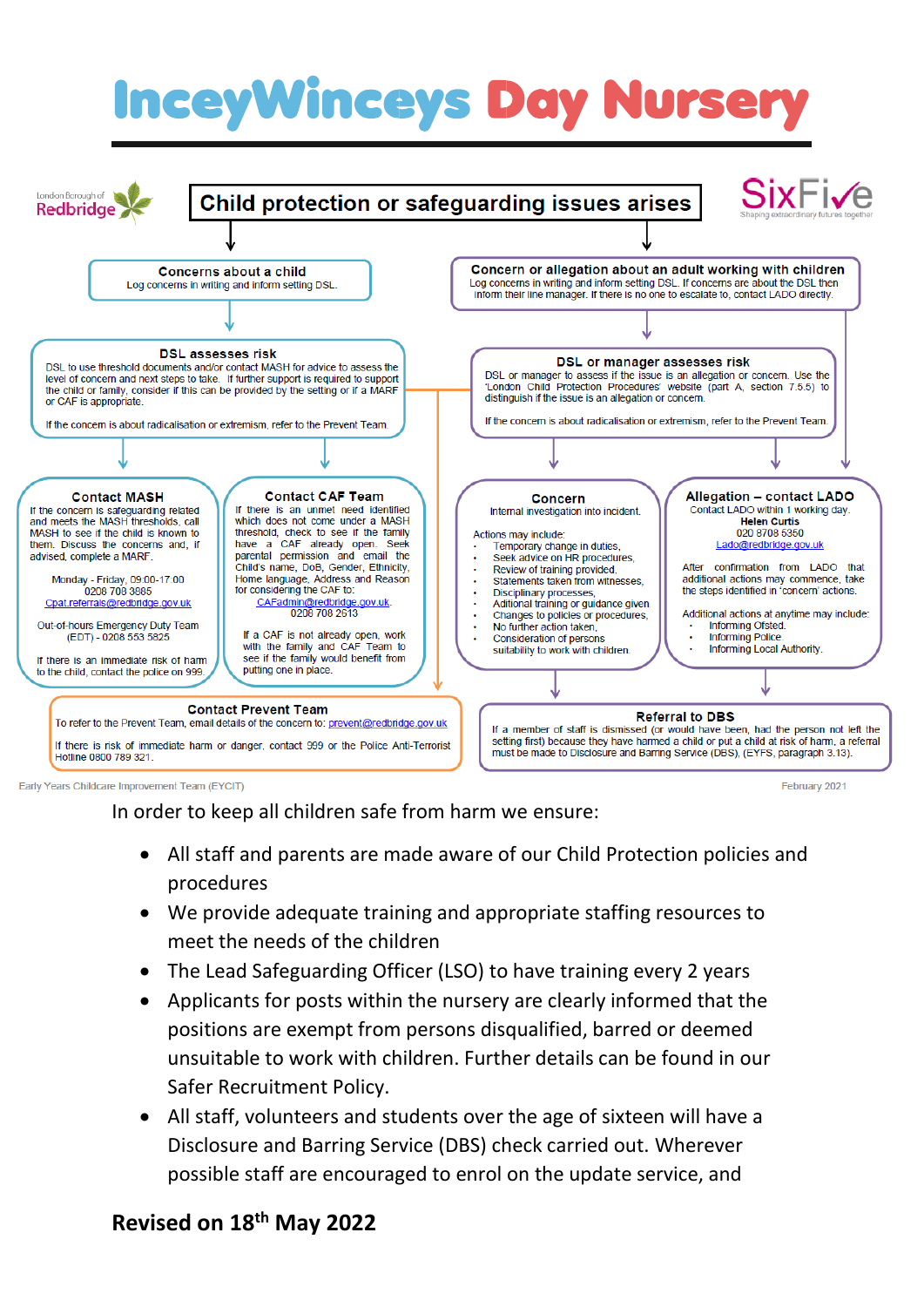# InceyWinceys Day Nursery

London Borough of Redbridge

SixFive — Shaping extraordinary futures together

## Child protection or safeguarding issues arises

### Concerns about a child

Log concerns in writing and inform setting DSL.

### DSL assesses risk

DSL to use threshold documents and/or contact MASH for advice to assess the level of concern and next steps to take. If further support is required to support the child or family, consider if this can be provided by the setting or if a MARF or CAF is appropriate.

If the concern is about radicalisation or extremism, refer to the Prevent Team.

### Contact MASH

If the concern is safeguarding related and meets the MASH thresholds, call MASH to see if the child is known to them. Discuss the concerns and, if advised, complete a MARF.

Monday - Friday, 09:00-17:00
0208 708 3885
Cpat.referrals@redbridge.gov.uk

Out-of-hours Emergency Duty Team (EDT) - 0208 553 5825

If there is an immediate risk of harm to the child, contact the police on 999.

### Contact CAF Team

If there is an unmet need identified which does not come under a MASH threshold, check to see if the family have a CAF already open. Seek parental permission and email the Child's name, DoB, Gender, Ethnicity, Home language, Address and Reason for considering the CAF to:
CAFadmin@redbridge.gov.uk
0208 708 2613

If a CAF is not already open, work with the family and CAF Team to see if the family would benefit from putting one in place.

### Contact Prevent Team

To refer to the Prevent Team, email details of the concern to: prevent@redbridge.gov.uk

If there is risk of immediate harm or danger, contact 999 or the Police Anti-Terrorist Hotline 0800 789 321.

### Concern or allegation about an adult working with children

Log concerns in writing and inform setting DSL. If concerns are about the DSL then inform their line manager. If there is no one to escalate to, contact LADO directly.

### DSL or manager assesses risk

DSL or manager to assess if the issue is an allegation or concern. Use the 'London Child Protection Procedures' website (part A, section 7.5.5) to distinguish if the issue is an allegation or concern.

If the concern is about radicalisation or extremism, refer to the Prevent Team.

### Concern

Internal investigation into incident.

Actions may include:

- Temporary change in duties,
- Seek advice on HR procedures,
- Review of training provided,
- Statements taken from witnesses,
- Disciplinary processes,
- Aditional training or guidance given
- Changes to policies or procedures,
- No further action taken,
- Consideration of persons suitability to work with children.

### Allegation – contact LADO

Contact LADO within 1 working day.
**Helen Curtis**
020 8708 5350
Lado@redbridge.gov.uk

After confirmation from LADO that additional actions may commence, take the steps identified in 'concern' actions.

Additional actions at anytime may include:

- Informing Ofsted.
- Informing Police.
- Informing Local Authority.

### Referral to DBS

If a member of staff is dismissed (or would have been, had the person not left the setting first) because they have harmed a child or put a child at risk of harm, a referral must be made to Disclosure and Barring Service (DBS). (EYFS, paragraph 3.13).

Early Years Childcare Improvement Team (EYCIT) — February 2021

In order to keep all children safe from harm we ensure:

- All staff and parents are made aware of our Child Protection policies and procedures
- We provide adequate training and appropriate staffing resources to meet the needs of the children
- The Lead Safeguarding Officer (LSO) to have training every 2 years
- Applicants for posts within the nursery are clearly informed that the positions are exempt from persons disqualified, barred or deemed unsuitable to work with children. Further details can be found in our Safer Recruitment Policy.
- All staff, volunteers and students over the age of sixteen will have a Disclosure and Barring Service (DBS) check carried out. Wherever possible staff are encouraged to enrol on the update service, and

**Revised on 18th May 2022**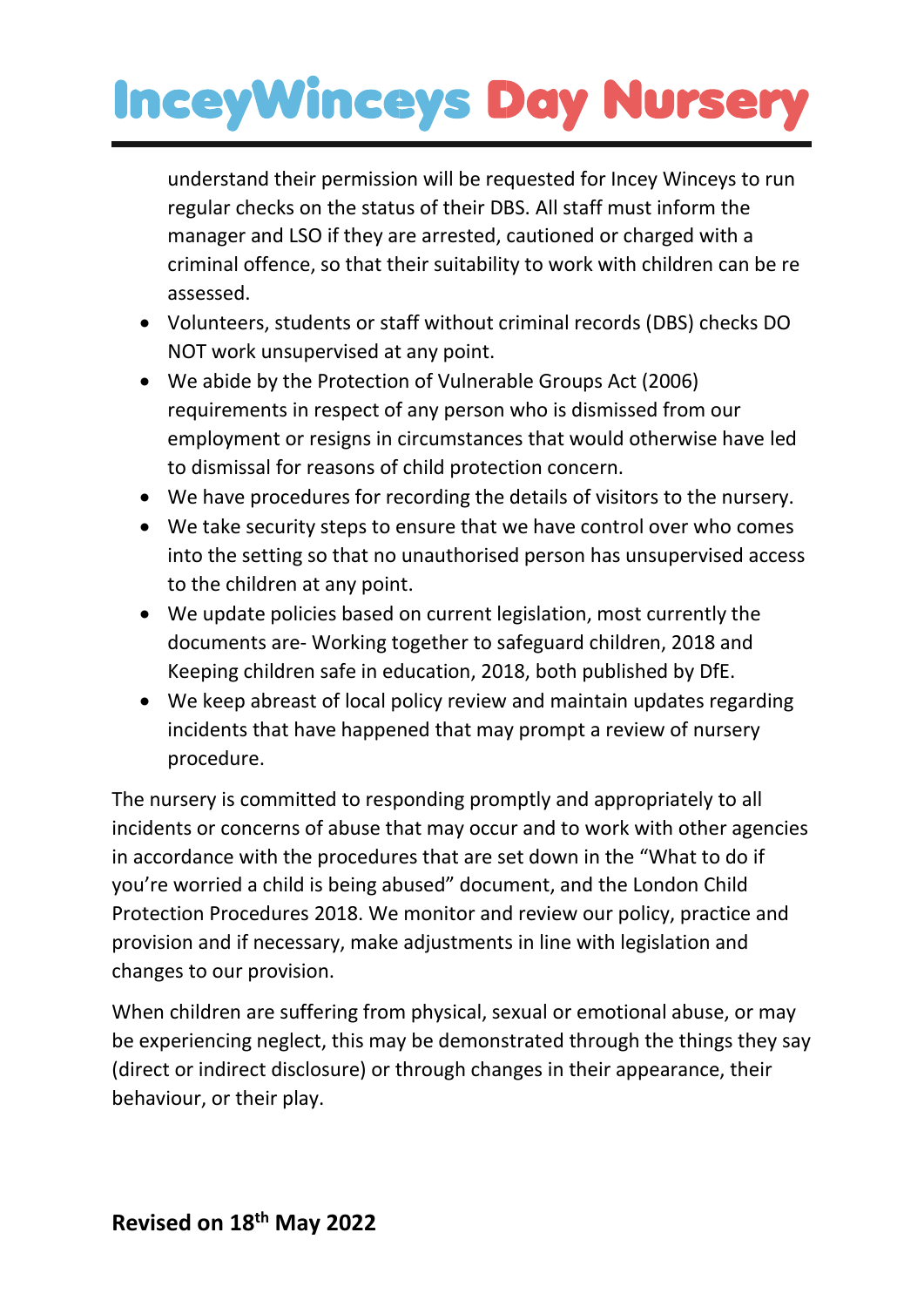understand their permission will be requested for Incey Winceys to run regular checks on the status of their DBS. All staff must inform the manager and LSO if they are arrested, cautioned or charged with a criminal offence, so that their suitability to work with children can be re assessed.

- Volunteers, students or staff without criminal records (DBS) checks DO NOT work unsupervised at any point.
- We abide by the Protection of Vulnerable Groups Act (2006) requirements in respect of any person who is dismissed from our employment or resigns in circumstances that would otherwise have led to dismissal for reasons of child protection concern.
- We have procedures for recording the details of visitors to the nursery.
- We take security steps to ensure that we have control over who comes into the setting so that no unauthorised person has unsupervised access to the children at any point.
- We update policies based on current legislation, most currently the documents are- Working together to safeguard children, 2018 and Keeping children safe in education, 2018, both published by DfE.
- We keep abreast of local policy review and maintain updates regarding incidents that have happened that may prompt a review of nursery procedure.

The nursery is committed to responding promptly and appropriately to all incidents or concerns of abuse that may occur and to work with other agencies in accordance with the procedures that are set down in the "What to do if you're worried a child is being abused" document, and the London Child Protection Procedures 2018. We monitor and review our policy, practice and provision and if necessary, make adjustments in line with legislation and changes to our provision.

When children are suffering from physical, sexual or emotional abuse, or may be experiencing neglect, this may be demonstrated through the things they say (direct or indirect disclosure) or through changes in their appearance, their behaviour, or their play.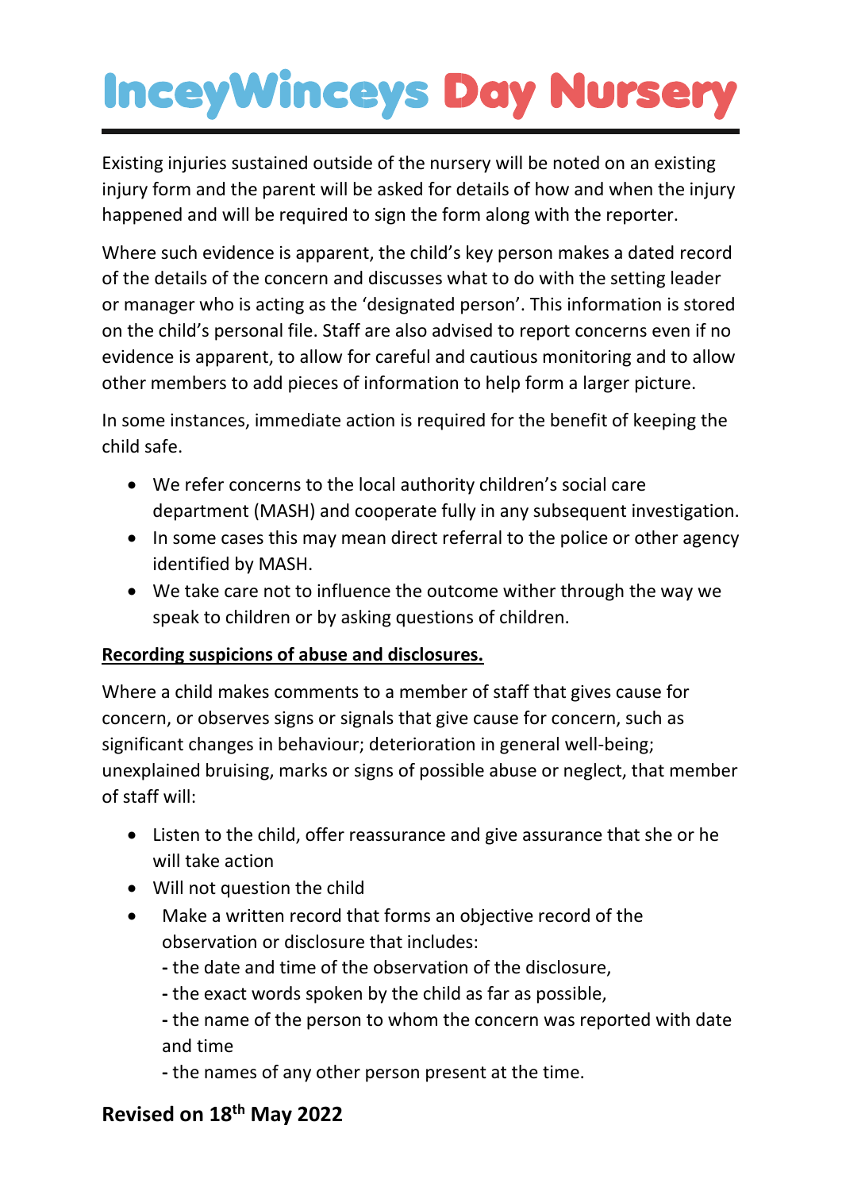Existing injuries sustained outside of the nursery will be noted on an existing injury form and the parent will be asked for details of how and when the injury happened and will be required to sign the form along with the reporter.

Where such evidence is apparent, the child's key person makes a dated record of the details of the concern and discusses what to do with the setting leader or manager who is acting as the 'designated person'. This information is stored on the child's personal file. Staff are also advised to report concerns even if no evidence is apparent, to allow for careful and cautious monitoring and to allow other members to add pieces of information to help form a larger picture.

In some instances, immediate action is required for the benefit of keeping the child safe.

- We refer concerns to the local authority children's social care department (MASH) and cooperate fully in any subsequent investigation.
- In some cases this may mean direct referral to the police or other agency identified by MASH.
- We take care not to influence the outcome wither through the way we speak to children or by asking questions of children.

**Recording suspicions of abuse and disclosures.**

Where a child makes comments to a member of staff that gives cause for concern, or observes signs or signals that give cause for concern, such as significant changes in behaviour; deterioration in general well-being; unexplained bruising, marks or signs of possible abuse or neglect, that member of staff will:

- Listen to the child, offer reassurance and give assurance that she or he will take action
- Will not question the child
- Make a written record that forms an objective record of the observation or disclosure that includes:
  - the date and time of the observation of the disclosure,
  - the exact words spoken by the child as far as possible,
  - the name of the person to whom the concern was reported with date and time
  - the names of any other person present at the time.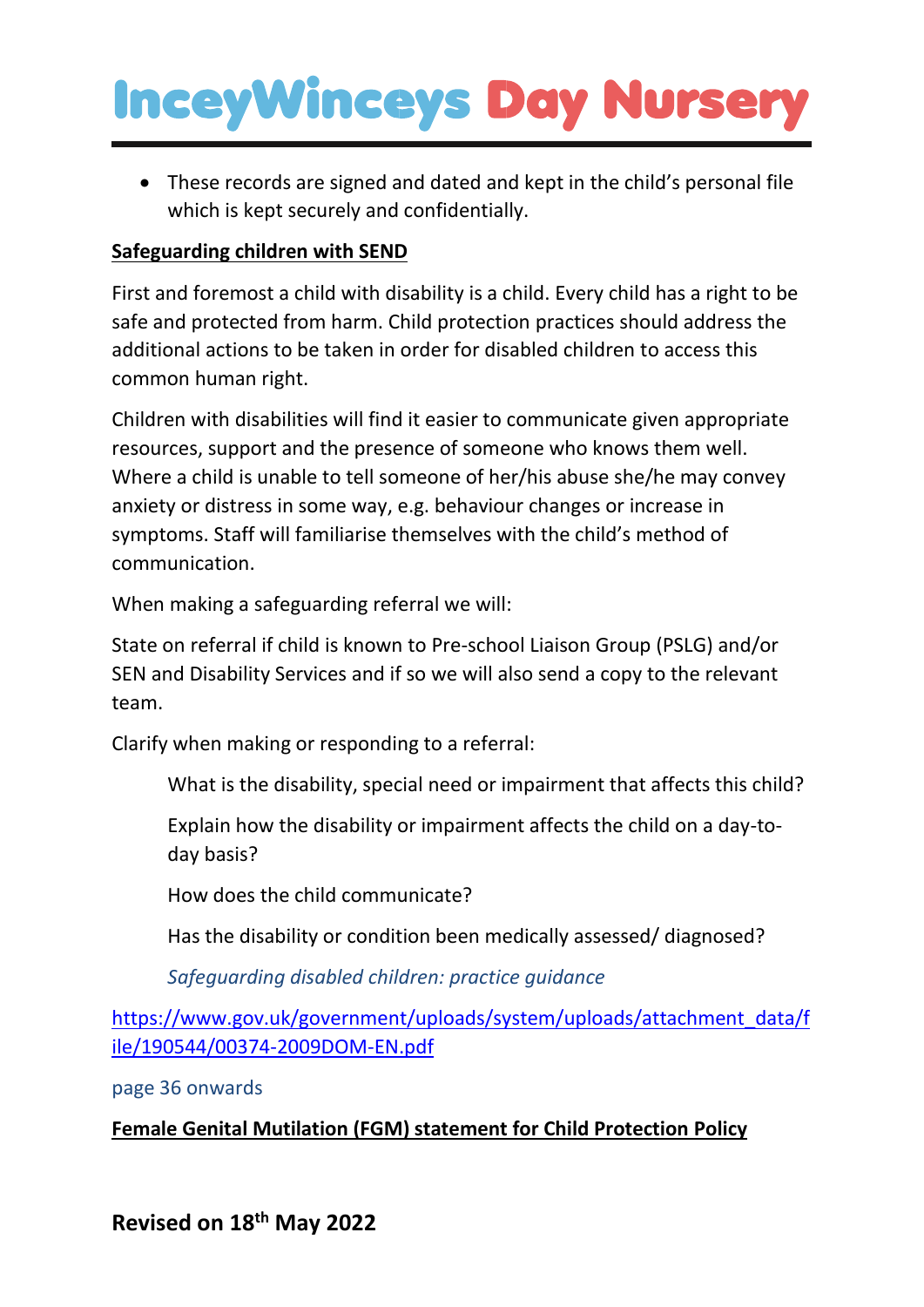- These records are signed and dated and kept in the child's personal file which is kept securely and confidentially.

**Safeguarding children with SEND**

First and foremost a child with disability is a child. Every child has a right to be safe and protected from harm. Child protection practices should address the additional actions to be taken in order for disabled children to access this common human right.

Children with disabilities will find it easier to communicate given appropriate resources, support and the presence of someone who knows them well. Where a child is unable to tell someone of her/his abuse she/he may convey anxiety or distress in some way, e.g. behaviour changes or increase in symptoms. Staff will familiarise themselves with the child's method of communication.

When making a safeguarding referral we will:

State on referral if child is known to Pre-school Liaison Group (PSLG) and/or SEN and Disability Services and if so we will also send a copy to the relevant team.

Clarify when making or responding to a referral:

> What is the disability, special need or impairment that affects this child?
>
> Explain how the disability or impairment affects the child on a day-to-day basis?
>
> How does the child communicate?
>
> Has the disability or condition been medically assessed/ diagnosed?
>
> *Safeguarding disabled children: practice guidance*

https://www.gov.uk/government/uploads/system/uploads/attachment_data/file/190544/00374-2009DOM-EN.pdf

page 36 onwards

**Female Genital Mutilation (FGM) statement for Child Protection Policy**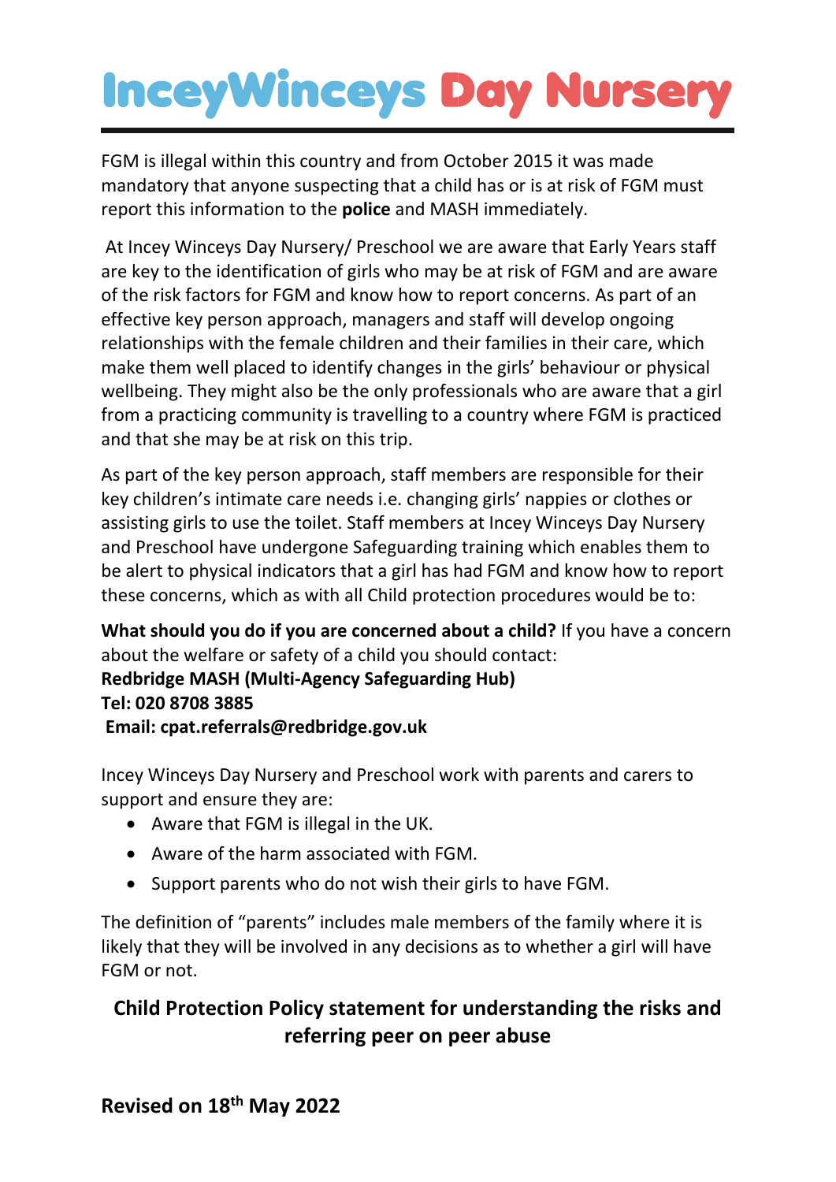FGM is illegal within this country and from October 2015 it was made mandatory that anyone suspecting that a child has or is at risk of FGM must report this information to the **police** and MASH immediately.

At Incey Winceys Day Nursery/ Preschool we are aware that Early Years staff are key to the identification of girls who may be at risk of FGM and are aware of the risk factors for FGM and know how to report concerns. As part of an effective key person approach, managers and staff will develop ongoing relationships with the female children and their families in their care, which make them well placed to identify changes in the girls' behaviour or physical wellbeing. They might also be the only professionals who are aware that a girl from a practicing community is travelling to a country where FGM is practiced and that she may be at risk on this trip.

As part of the key person approach, staff members are responsible for their key children's intimate care needs i.e. changing girls' nappies or clothes or assisting girls to use the toilet. Staff members at Incey Winceys Day Nursery and Preschool have undergone Safeguarding training which enables them to be alert to physical indicators that a girl has had FGM and know how to report these concerns, which as with all Child protection procedures would be to:

**What should you do if you are concerned about a child?** If you have a concern about the welfare or safety of a child you should contact:
**Redbridge MASH (Multi-Agency Safeguarding Hub)**
**Tel: 020 8708 3885**
**Email: cpat.referrals@redbridge.gov.uk**

Incey Winceys Day Nursery and Preschool work with parents and carers to support and ensure they are:

- Aware that FGM is illegal in the UK.
- Aware of the harm associated with FGM.
- Support parents who do not wish their girls to have FGM.

The definition of "parents" includes male members of the family where it is likely that they will be involved in any decisions as to whether a girl will have FGM or not.

## Child Protection Policy statement for understanding the risks and referring peer on peer abuse

**Revised on 18th May 2022**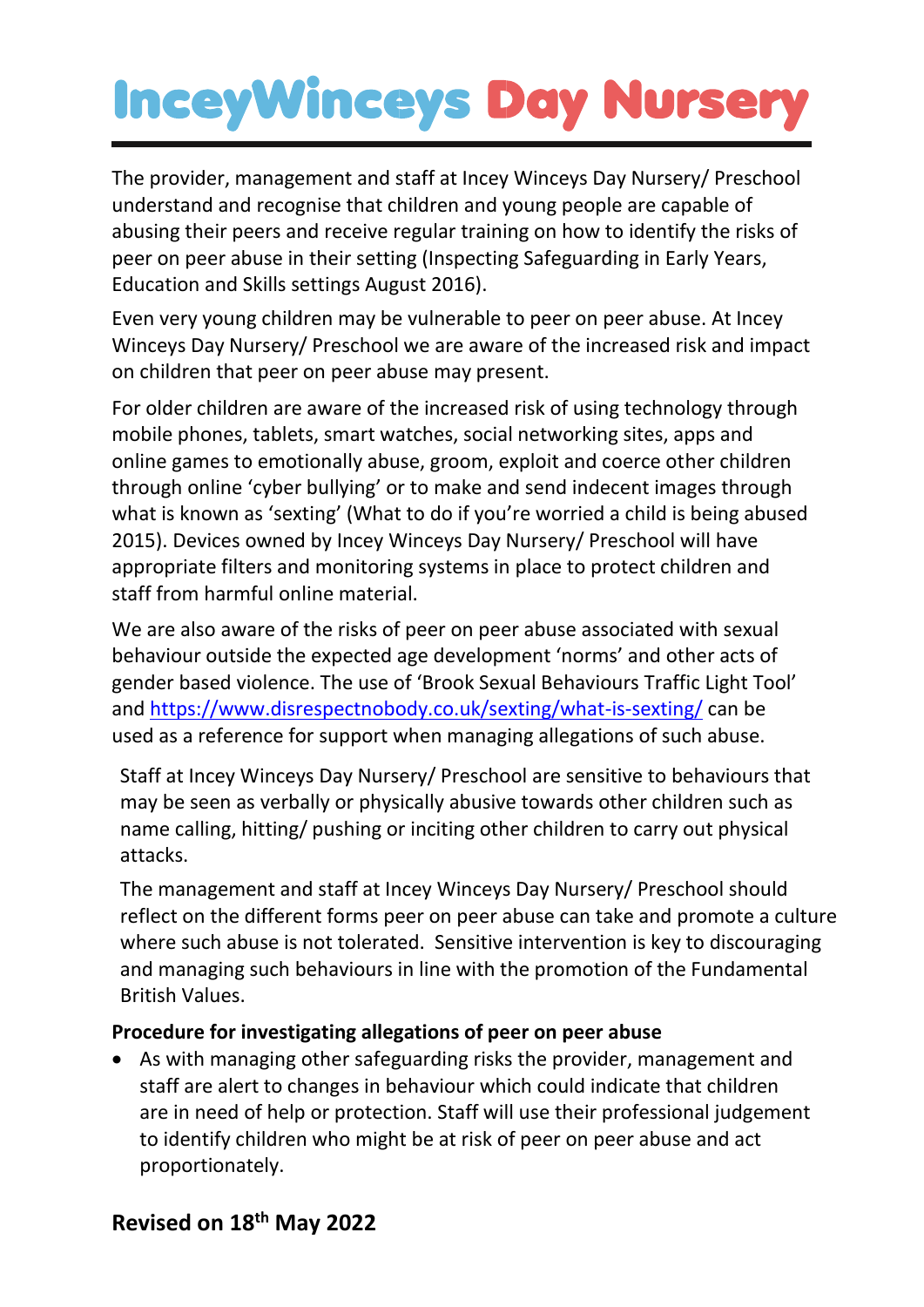The provider, management and staff at Incey Winceys Day Nursery/ Preschool understand and recognise that children and young people are capable of abusing their peers and receive regular training on how to identify the risks of peer on peer abuse in their setting (Inspecting Safeguarding in Early Years, Education and Skills settings August 2016).

Even very young children may be vulnerable to peer on peer abuse. At Incey Winceys Day Nursery/ Preschool we are aware of the increased risk and impact on children that peer on peer abuse may present.

For older children are aware of the increased risk of using technology through mobile phones, tablets, smart watches, social networking sites, apps and online games to emotionally abuse, groom, exploit and coerce other children through online 'cyber bullying' or to make and send indecent images through what is known as 'sexting' (What to do if you're worried a child is being abused 2015). Devices owned by Incey Winceys Day Nursery/ Preschool will have appropriate filters and monitoring systems in place to protect children and staff from harmful online material.

We are also aware of the risks of peer on peer abuse associated with sexual behaviour outside the expected age development 'norms' and other acts of gender based violence. The use of 'Brook Sexual Behaviours Traffic Light Tool' and https://www.disrespectnobody.co.uk/sexting/what-is-sexting/ can be used as a reference for support when managing allegations of such abuse.

Staff at Incey Winceys Day Nursery/ Preschool are sensitive to behaviours that may be seen as verbally or physically abusive towards other children such as name calling, hitting/ pushing or inciting other children to carry out physical attacks.

The management and staff at Incey Winceys Day Nursery/ Preschool should reflect on the different forms peer on peer abuse can take and promote a culture where such abuse is not tolerated. Sensitive intervention is key to discouraging and managing such behaviours in line with the promotion of the Fundamental British Values.

**Procedure for investigating allegations of peer on peer abuse**

- As with managing other safeguarding risks the provider, management and staff are alert to changes in behaviour which could indicate that children are in need of help or protection. Staff will use their professional judgement to identify children who might be at risk of peer on peer abuse and act proportionately.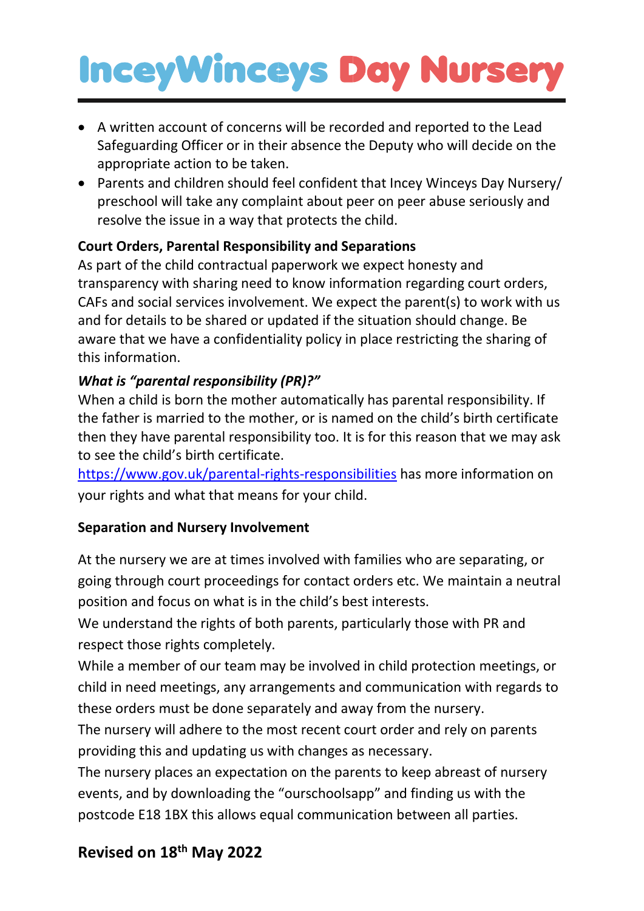- A written account of concerns will be recorded and reported to the Lead Safeguarding Officer or in their absence the Deputy who will decide on the appropriate action to be taken.
- Parents and children should feel confident that Incey Winceys Day Nursery/ preschool will take any complaint about peer on peer abuse seriously and resolve the issue in a way that protects the child.

**Court Orders, Parental Responsibility and Separations**

As part of the child contractual paperwork we expect honesty and transparency with sharing need to know information regarding court orders, CAFs and social services involvement. We expect the parent(s) to work with us and for details to be shared or updated if the situation should change. Be aware that we have a confidentiality policy in place restricting the sharing of this information.

***What is "parental responsibility (PR)?"***

When a child is born the mother automatically has parental responsibility. If the father is married to the mother, or is named on the child's birth certificate then they have parental responsibility too. It is for this reason that we may ask to see the child's birth certificate.

[https://www.gov.uk/parental-rights-responsibilities](https://www.gov.uk/parental-rights-responsibilities) has more information on your rights and what that means for your child.

**Separation and Nursery Involvement**

At the nursery we are at times involved with families who are separating, or going through court proceedings for contact orders etc. We maintain a neutral position and focus on what is in the child's best interests.

We understand the rights of both parents, particularly those with PR and respect those rights completely.

While a member of our team may be involved in child protection meetings, or child in need meetings, any arrangements and communication with regards to these orders must be done separately and away from the nursery.

The nursery will adhere to the most recent court order and rely on parents providing this and updating us with changes as necessary.

The nursery places an expectation on the parents to keep abreast of nursery events, and by downloading the "ourschoolsapp" and finding us with the postcode E18 1BX this allows equal communication between all parties.

## Revised on 18th May 2022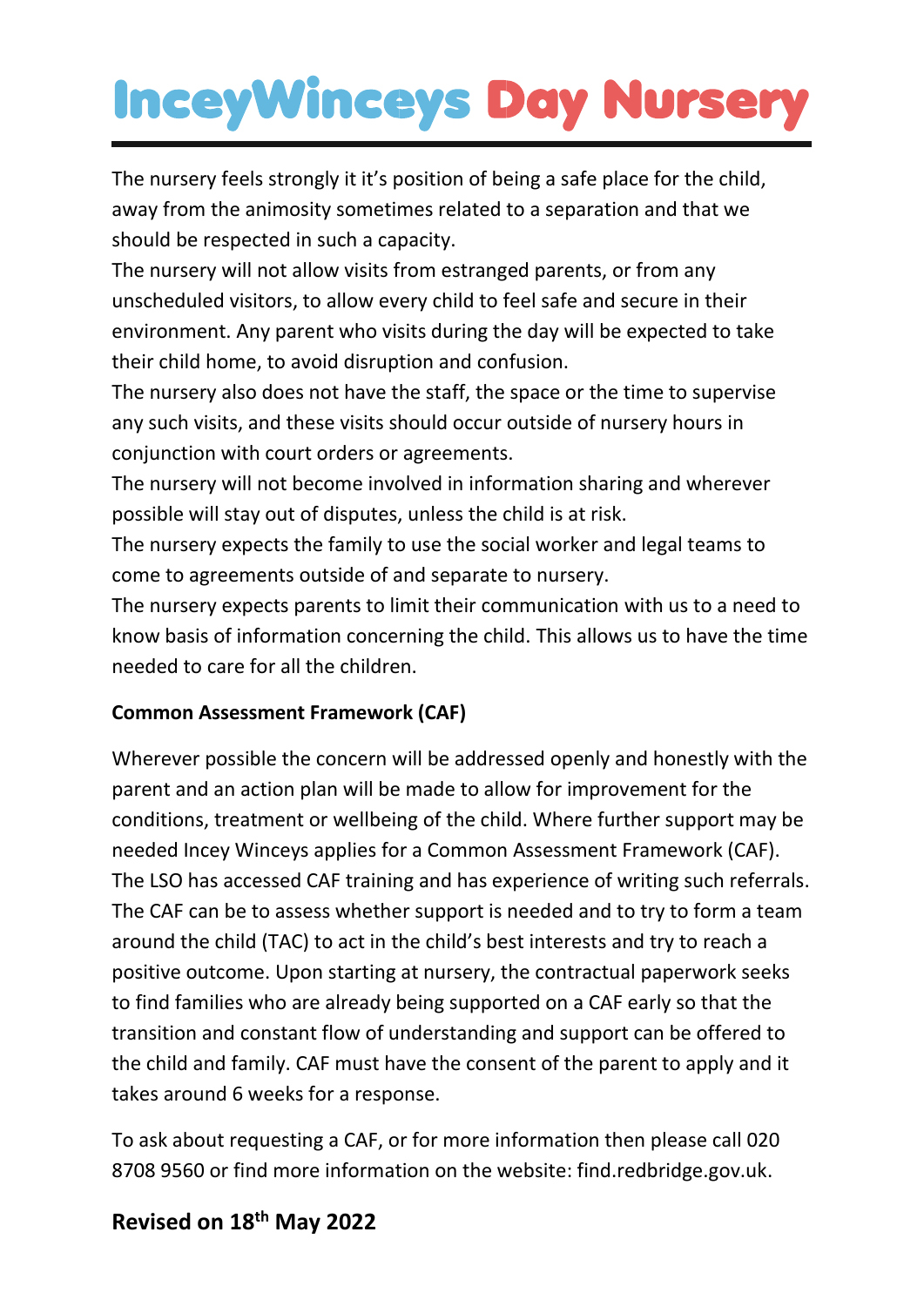The nursery feels strongly it it's position of being a safe place for the child, away from the animosity sometimes related to a separation and that we should be respected in such a capacity.

The nursery will not allow visits from estranged parents, or from any unscheduled visitors, to allow every child to feel safe and secure in their environment. Any parent who visits during the day will be expected to take their child home, to avoid disruption and confusion.

The nursery also does not have the staff, the space or the time to supervise any such visits, and these visits should occur outside of nursery hours in conjunction with court orders or agreements.

The nursery will not become involved in information sharing and wherever possible will stay out of disputes, unless the child is at risk.

The nursery expects the family to use the social worker and legal teams to come to agreements outside of and separate to nursery.

The nursery expects parents to limit their communication with us to a need to know basis of information concerning the child. This allows us to have the time needed to care for all the children.

**Common Assessment Framework (CAF)**

Wherever possible the concern will be addressed openly and honestly with the parent and an action plan will be made to allow for improvement for the conditions, treatment or wellbeing of the child. Where further support may be needed Incey Winceys applies for a Common Assessment Framework (CAF). The LSO has accessed CAF training and has experience of writing such referrals. The CAF can be to assess whether support is needed and to try to form a team around the child (TAC) to act in the child's best interests and try to reach a positive outcome. Upon starting at nursery, the contractual paperwork seeks to find families who are already being supported on a CAF early so that the transition and constant flow of understanding and support can be offered to the child and family. CAF must have the consent of the parent to apply and it takes around 6 weeks for a response.

To ask about requesting a CAF, or for more information then please call 020 8708 9560 or find more information on the website: find.redbridge.gov.uk.

## Revised on 18th May 2022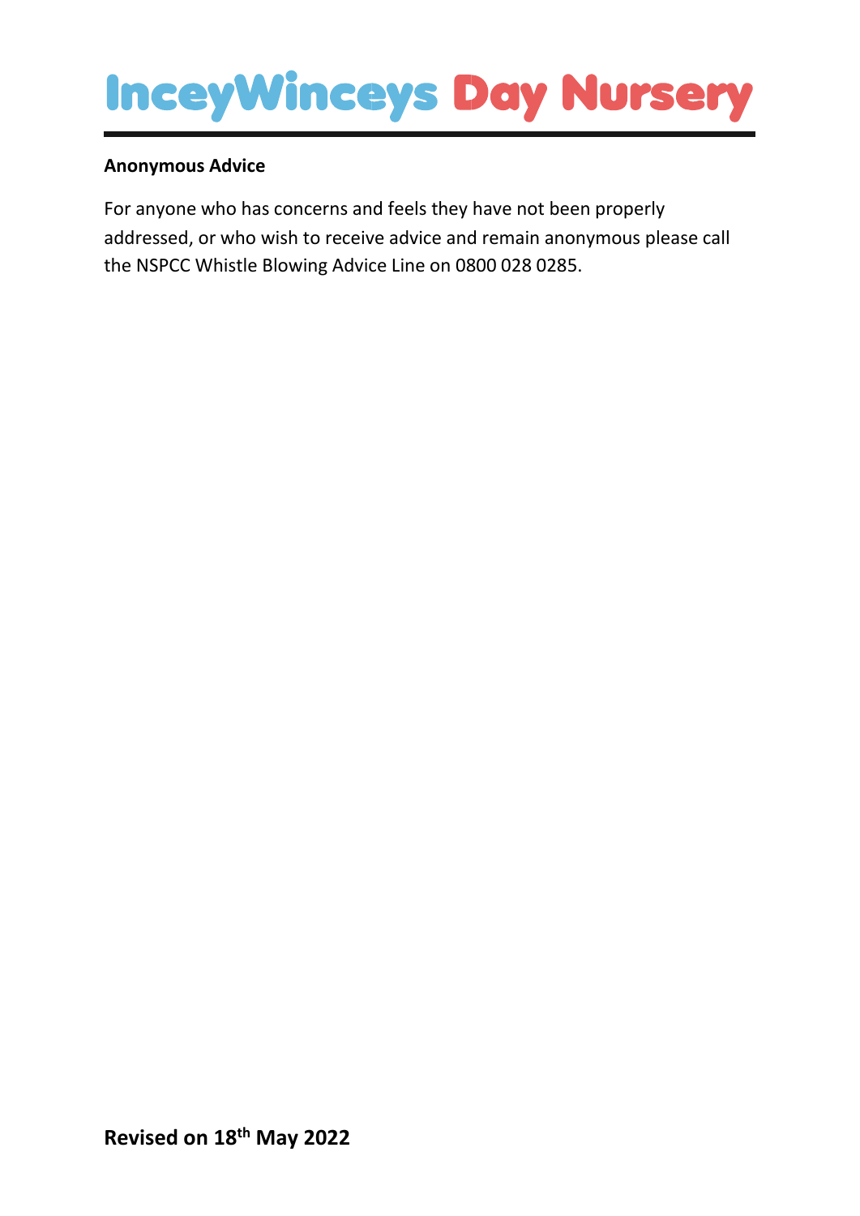**Anonymous Advice**

For anyone who has concerns and feels they have not been properly addressed, or who wish to receive advice and remain anonymous please call the NSPCC Whistle Blowing Advice Line on 0800 028 0285.

**Revised on 18th May 2022**